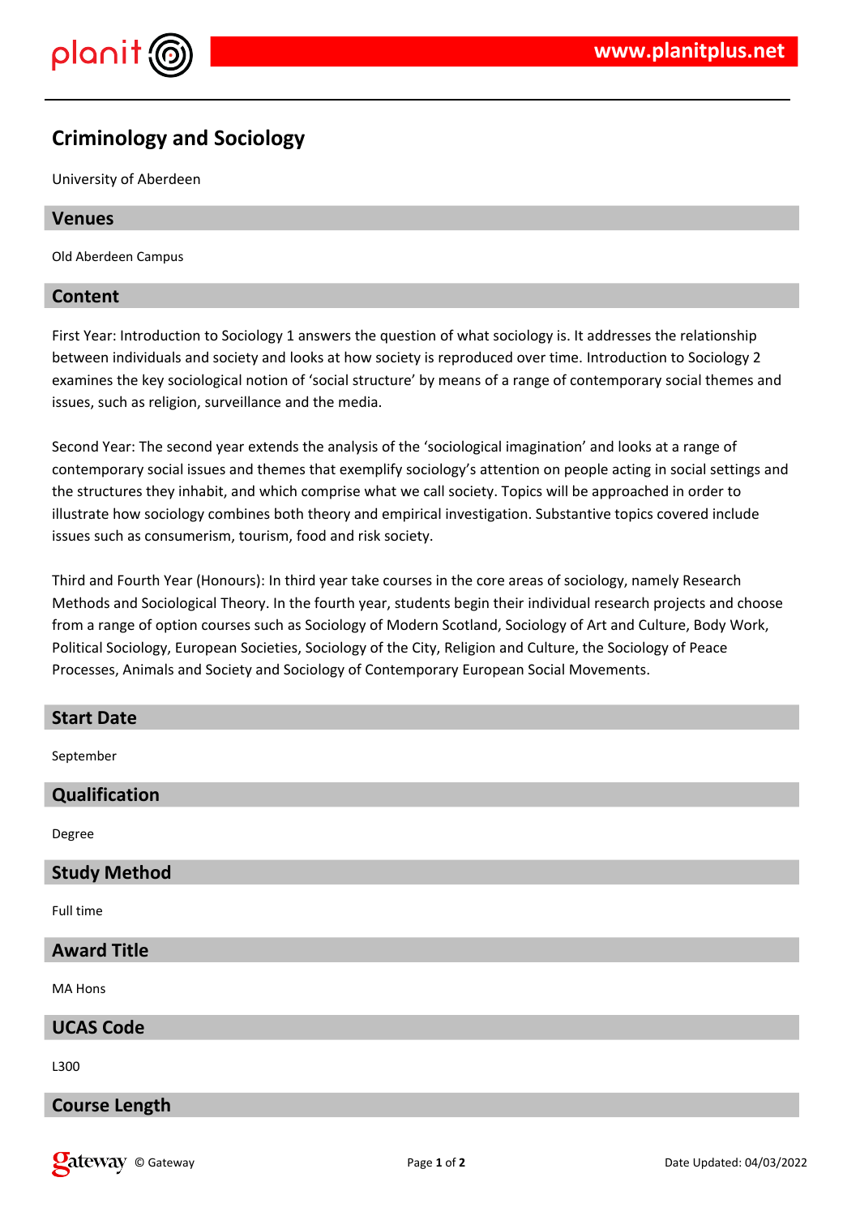# Criminology and Sociology

University of Aberdeen

## Venues

Old Aberdeen Campus

## Content

First Year: Introduction to Sociology 1 answers the question of what sociology is. It addresses the relationship between individuals and society and looks at how society is reproduced over time. Introduction to Sociology 2 examines the key sociological notion of 'social structure' by means of a range of contemporary social themes and issues, such as religion, surveillance and the media.

Second Year: The second year extends the analysis of the 'sociological imagination' and looks at a range of contemporary social issues and themes that exemplify sociology's attention on people acting in social settings and the structures they inhabit, and which comprise what we call society. Topics will be approached in order to illustrate how sociology combines both theory and empirical investigation. Substantive topics covered include issues such as consumerism, tourism, food and risk society.

Third and Fourth Year (Honours): In third year take courses in the core areas of sociology, namely Research Methods and Sociological Theory. In the fourth year, students begin their individual research projects and choose from a range of option courses such as Sociology of Modern Scotland, Sociology of Art and Culture, Body Work, Political Sociology, European Societies, Sociology of the City, Religion and Culture, the Sociology of Peace Processes, Animals and Society and Sociology of Contemporary European Social Movements.

## Start Date

September

## Qualification

Degree

## Study Method

Full time

## Award Title

MA Hons

## UCAS Code

L300

## Course Length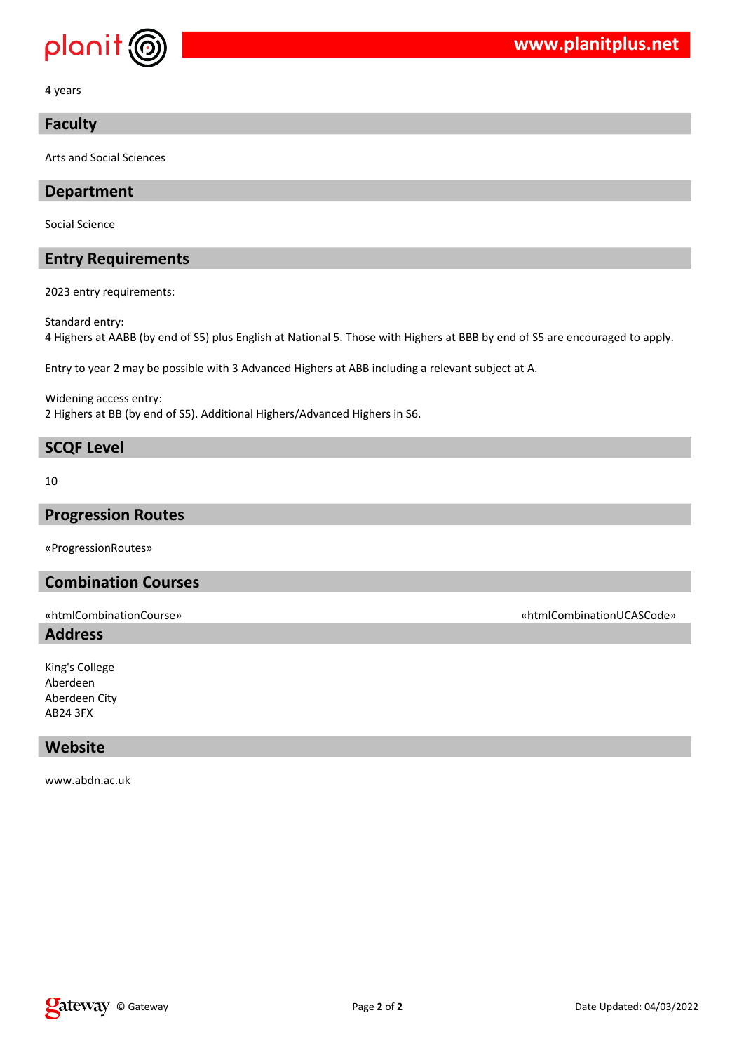4 years

## Faculty

Arts and Social Sciences

## Department

Social Science

## Entry Requirements

2023 entry requirements:

Standard entry:
4 Highers at AABB (by end of S5) plus English at National 5. Those with Highers at BBB by end of S5 are encouraged to apply.

Entry to year 2 may be possible with 3 Advanced Highers at ABB including a relevant subject at A.

Widening access entry:
2 Highers at BB (by end of S5). Additional Highers/Advanced Highers in S6.

## SCQF Level

10

## Progression Routes

«ProgressionRoutes»

## Combination Courses

«htmlCombinationCourse» «htmlCombinationUCASCode»

## Address

King's College
Aberdeen
Aberdeen City
AB24 3FX

## Website

www.abdn.ac.uk